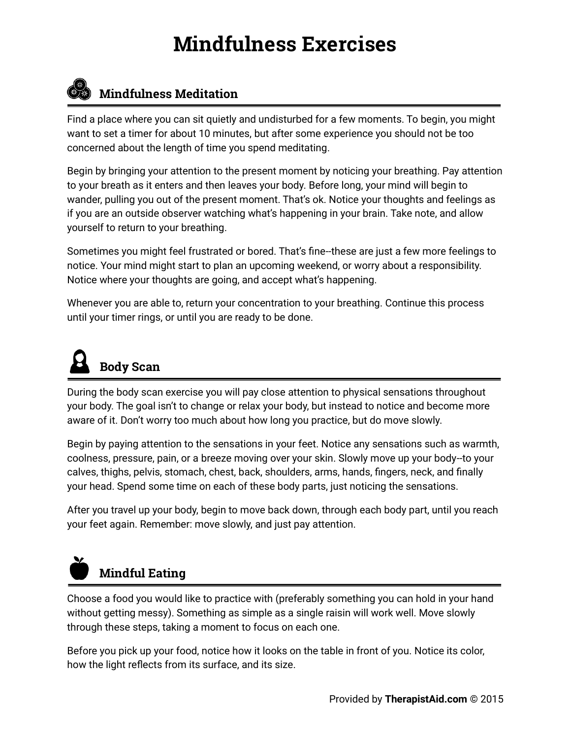# Mindfulness Exercises

## Mindfulness Meditation

Find a place where you can sit quietly and undisturbed for a few moments. To begin, you might want to set a timer for about 10 minutes, but after some experience you should not be too concerned about the length of time you spend meditating.

Begin by bringing your attention to the present moment by noticing your breathing. Pay attention to your breath as it enters and then leaves your body. Before long, your mind will begin to wander, pulling you out of the present moment. That's ok. Notice your thoughts and feelings as if you are an outside observer watching what's happening in your brain. Take note, and allow yourself to return to your breathing.

Sometimes you might feel frustrated or bored. That's fine--these are just a few more feelings to notice. Your mind might start to plan an upcoming weekend, or worry about a responsibility. Notice where your thoughts are going, and accept what's happening.

Whenever you are able to, return your concentration to your breathing. Continue this process until your timer rings, or until you are ready to be done.

## Body Scan

During the body scan exercise you will pay close attention to physical sensations throughout your body. The goal isn't to change or relax your body, but instead to notice and become more aware of it. Don't worry too much about how long you practice, but do move slowly.

Begin by paying attention to the sensations in your feet. Notice any sensations such as warmth, coolness, pressure, pain, or a breeze moving over your skin. Slowly move up your body--to your calves, thighs, pelvis, stomach, chest, back, shoulders, arms, hands, fingers, neck, and finally your head. Spend some time on each of these body parts, just noticing the sensations.

After you travel up your body, begin to move back down, through each body part, until you reach your feet again. Remember: move slowly, and just pay attention.

## Mindful Eating

Choose a food you would like to practice with (preferably something you can hold in your hand without getting messy). Something as simple as a single raisin will work well. Move slowly through these steps, taking a moment to focus on each one.

Before you pick up your food, notice how it looks on the table in front of you. Notice its color, how the light reflects from its surface, and its size.

Provided by **TherapistAid.com** © 2015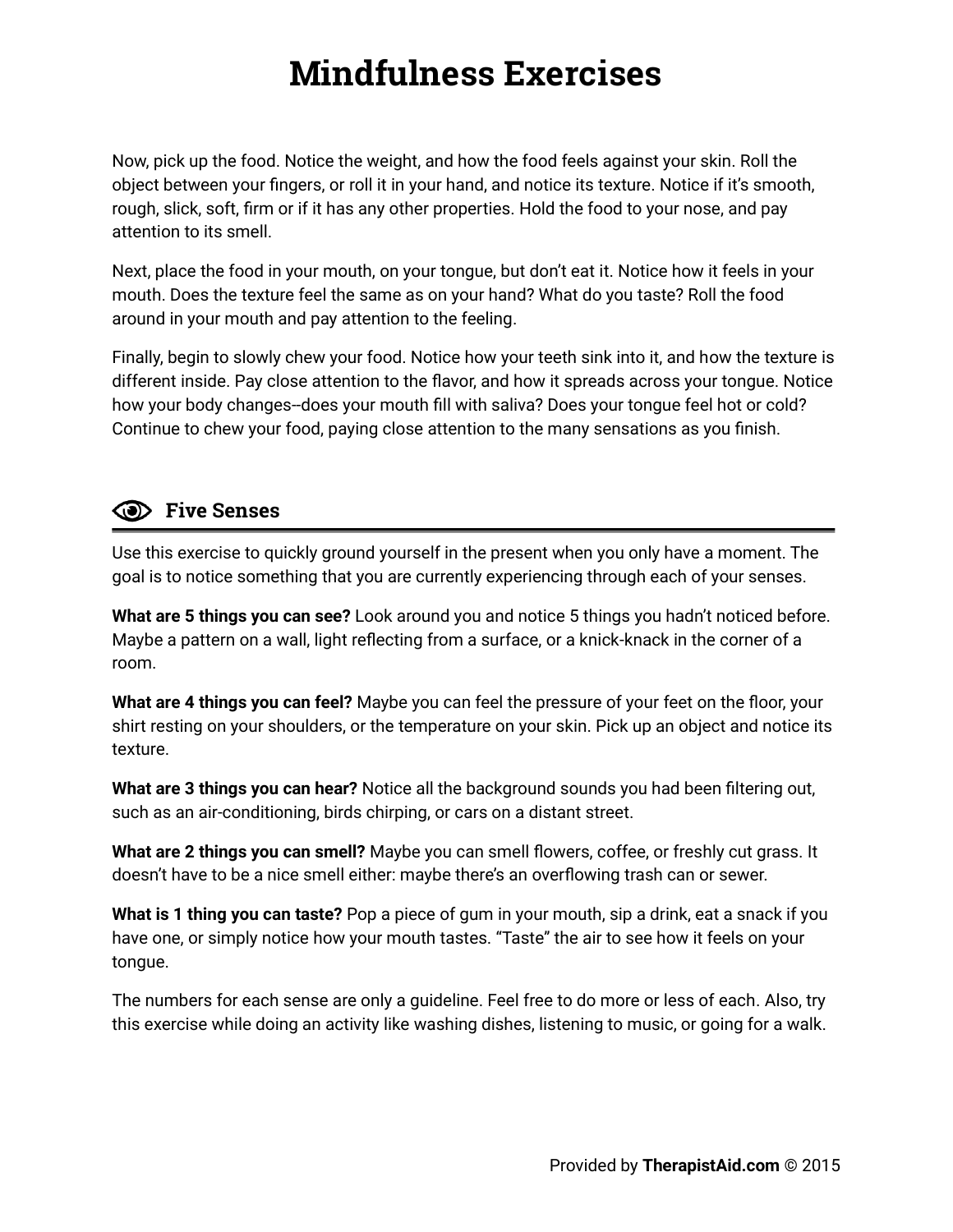# Mindfulness Exercises

Now, pick up the food. Notice the weight, and how the food feels against your skin. Roll the object between your fingers, or roll it in your hand, and notice its texture. Notice if it's smooth, rough, slick, soft, firm or if it has any other properties. Hold the food to your nose, and pay attention to its smell.

Next, place the food in your mouth, on your tongue, but don't eat it. Notice how it feels in your mouth. Does the texture feel the same as on your hand? What do you taste? Roll the food around in your mouth and pay attention to the feeling.

Finally, begin to slowly chew your food. Notice how your teeth sink into it, and how the texture is different inside. Pay close attention to the flavor, and how it spreads across your tongue. Notice how your body changes--does your mouth fill with saliva? Does your tongue feel hot or cold? Continue to chew your food, paying close attention to the many sensations as you finish.

## Five Senses

Use this exercise to quickly ground yourself in the present when you only have a moment. The goal is to notice something that you are currently experiencing through each of your senses.

**What are 5 things you can see?** Look around you and notice 5 things you hadn't noticed before. Maybe a pattern on a wall, light reflecting from a surface, or a knick-knack in the corner of a room.

**What are 4 things you can feel?** Maybe you can feel the pressure of your feet on the floor, your shirt resting on your shoulders, or the temperature on your skin. Pick up an object and notice its texture.

**What are 3 things you can hear?** Notice all the background sounds you had been filtering out, such as an air-conditioning, birds chirping, or cars on a distant street.

**What are 2 things you can smell?** Maybe you can smell flowers, coffee, or freshly cut grass. It doesn't have to be a nice smell either: maybe there's an overflowing trash can or sewer.

**What is 1 thing you can taste?** Pop a piece of gum in your mouth, sip a drink, eat a snack if you have one, or simply notice how your mouth tastes. "Taste" the air to see how it feels on your tongue.

The numbers for each sense are only a guideline. Feel free to do more or less of each. Also, try this exercise while doing an activity like washing dishes, listening to music, or going for a walk.

Provided by **TherapistAid.com** © 2015